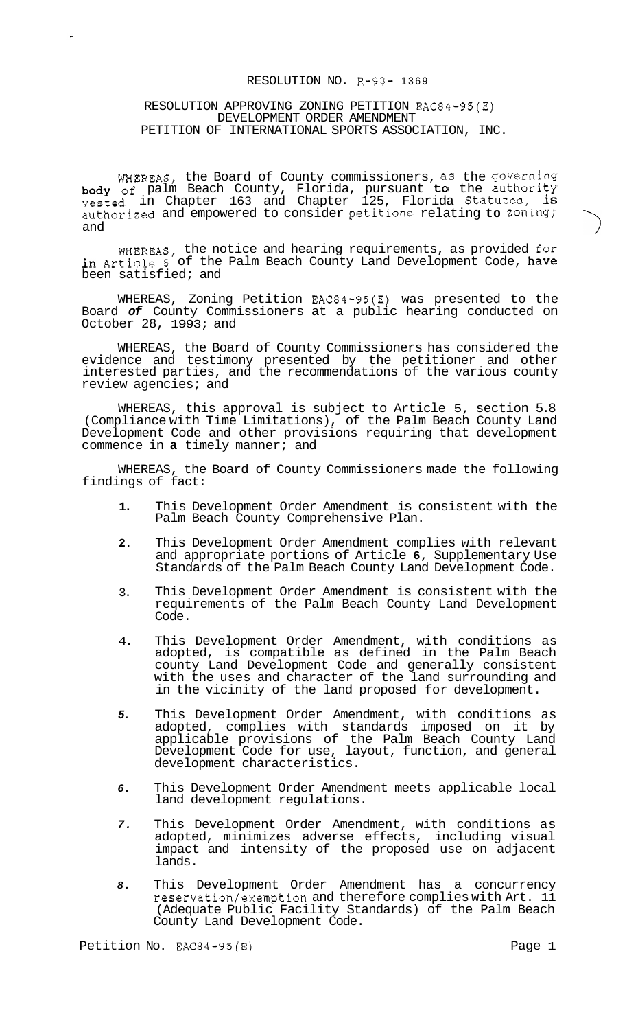RESOLUTION NO. R-93- 1369

RESOLUTION APPROVING ZONING PETITION EAC84-95(E)
DEVELOPMENT ORDER AMENDMENT
PETITION OF INTERNATIONAL SPORTS ASSOCIATION, INC.

WHEREAS, the Board of County commissioners, as the governing body of palm Beach County, Florida, pursuant to the authority vested in Chapter 163 and Chapter 125, Florida Statutes, is authorized and empowered to consider petitions relating to zoning; and

WHEREAS, the notice and hearing requirements, as provided for in Article 5 of the Palm Beach County Land Development Code, have been satisfied; and

WHEREAS, Zoning Petition EAC84-95(E) was presented to the Board of County Commissioners at a public hearing conducted on October 28, 1993; and

WHEREAS, the Board of County Commissioners has considered the evidence and testimony presented by the petitioner and other interested parties, and the recommendations of the various county review agencies; and

WHEREAS, this approval is subject to Article 5, section 5.8 (Compliance with Time Limitations), of the Palm Beach County Land Development Code and other provisions requiring that development commence in a timely manner; and

WHEREAS, the Board of County Commissioners made the following findings of fact:

1. This Development Order Amendment is consistent with the Palm Beach County Comprehensive Plan.
2. This Development Order Amendment complies with relevant and appropriate portions of Article 6, Supplementary Use Standards of the Palm Beach County Land Development Code.
3. This Development Order Amendment is consistent with the requirements of the Palm Beach County Land Development Code.
4. This Development Order Amendment, with conditions as adopted, is compatible as defined in the Palm Beach county Land Development Code and generally consistent with the uses and character of the land surrounding and in the vicinity of the land proposed for development.
5. This Development Order Amendment, with conditions as adopted, complies with standards imposed on it by applicable provisions of the Palm Beach County Land Development Code for use, layout, function, and general development characteristics.
6. This Development Order Amendment meets applicable local land development regulations.
7. This Development Order Amendment, with conditions as adopted, minimizes adverse effects, including visual impact and intensity of the proposed use on adjacent lands.
8. This Development Order Amendment has a concurrency reservation/exemption and therefore complies with Art. 11 (Adequate Public Facility Standards) of the Palm Beach County Land Development Code.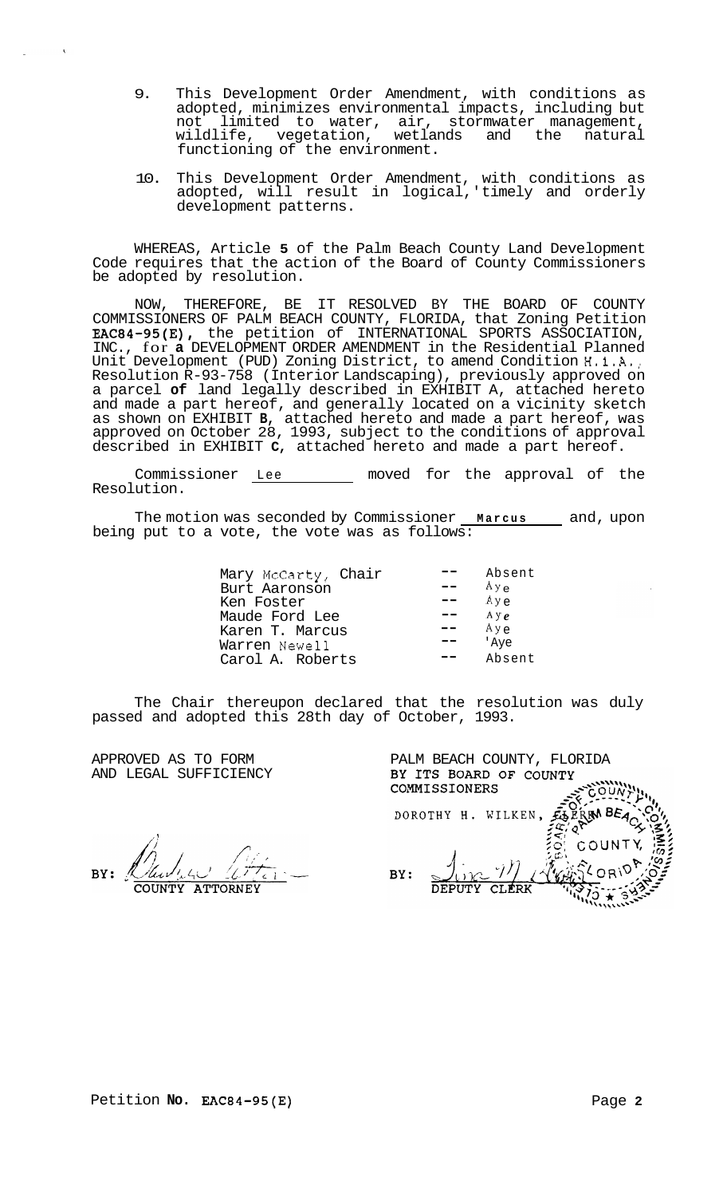9. This Development Order Amendment, with conditions as adopted, minimizes environmental impacts, including but not limited to water, air, stormwater management, wildlife, vegetation, wetlands and the natural functioning of the environment.

10. This Development Order Amendment, with conditions as adopted, will result in logical, timely and orderly development patterns.

WHEREAS, Article **5** of the Palm Beach County Land Development Code requires that the action of the Board of County Commissioners be adopted by resolution.

NOW, THEREFORE, BE IT RESOLVED BY THE BOARD OF COUNTY COMMISSIONERS OF PALM BEACH COUNTY, FLORIDA, that Zoning Petition **EAC84-95(E)**, the petition of INTERNATIONAL SPORTS ASSOCIATION, INC., for **a** DEVELOPMENT ORDER AMENDMENT in the Residential Planned Unit Development (PUD) Zoning District, to amend Condition H.1.A., Resolution R-93-758 (Interior Landscaping), previously approved on a parcel **of** land legally described in EXHIBIT A, attached hereto and made a part hereof, and generally located on a vicinity sketch as shown on EXHIBIT **B**, attached hereto and made a part hereof, was approved on October 28, 1993, subject to the conditions of approval described in EXHIBIT **C**, attached hereto and made a part hereof.

Commissioner Lee moved for the approval of the Resolution.

The motion was seconded by Commissioner **Marcus** and, upon being put to a vote, the vote was as follows:

| | | |
|---|---|---|
| Mary McCarty, Chair | -- | Absent |
| Burt Aaronson | -- | Aye |
| Ken Foster | -- | Aye |
| Maude Ford Lee | -- | Aye |
| Karen T. Marcus | -- | Aye |
| Warren Newell | -- | Aye |
| Carol A. Roberts | -- | Absent |

The Chair thereupon declared that the resolution was duly passed and adopted this 28th day of October, 1993.

APPROVED AS TO FORM AND LEGAL SUFFICIENCY

BY: COUNTY ATTORNEY

PALM BEACH COUNTY, FLORIDA BY ITS BOARD OF COUNTY COMMISSIONERS

DOROTHY H. WILKEN, CLERK

BY: DEPUTY CLERK

Petition **No. EAC84-95(E)**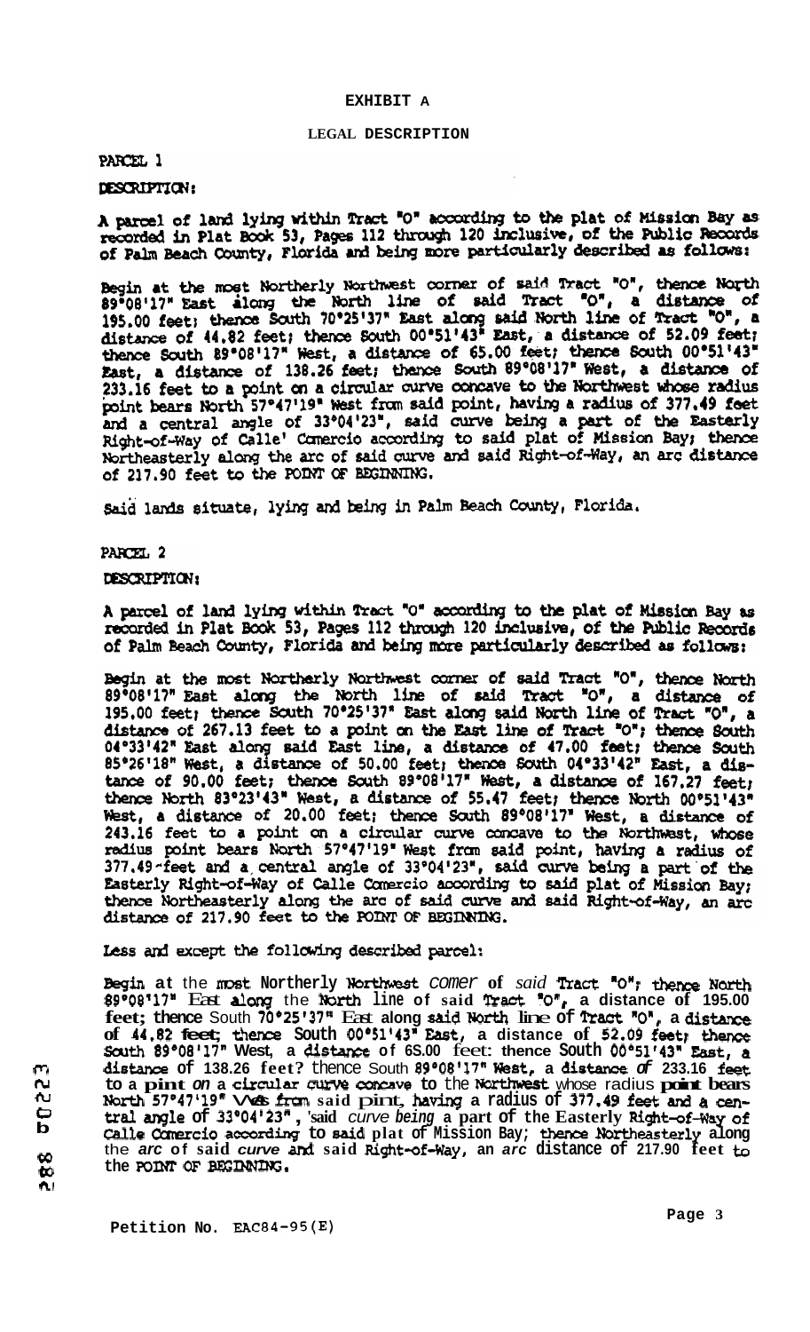# EXHIBIT A

## LEGAL DESCRIPTION

PARCEL 1

DESCRIPTION:

A parcel of land lying within Tract "O" according to the plat of Mission Bay as recorded in Plat Book 53, Pages 112 through 120 inclusive, of the Public Records of Palm Beach County, Florida and being more particularly described as follows:

Begin at the most Northerly Northwest corner of said Tract "O", thence North 89°08'17" East along the North line of said Tract "O", a distance of 195.00 feet; thence South 70°25'37" East along said North line of Tract "O", a distance of 44.82 feet; thence South 00°51'43" East, a distance of 52.09 feet; thence South 89°08'17" West, a distance of 65.00 feet; thence South 00°51'43" East, a distance of 138.26 feet; thence South 89°08'17" West, a distance of 233.16 feet to a point on a circular curve concave to the Northwest whose radius point bears North 57°47'19" West from said point, having a radius of 377.49 feet and a central angle of 33°04'23", said curve being a part of the Easterly Right-of-Way of Calle' Comercio according to said plat of Mission Bay; thence Northeasterly along the arc of said curve and said Right-of-Way, an arc distance of 217.90 feet to the POINT OF BEGINNING.

Said lands situate, lying and being in Palm Beach County, Florida.

PARCEL 2

DESCRIPTION:

A parcel of land lying within Tract "O" according to the plat of Mission Bay as recorded in Plat Book 53, Pages 112 through 120 inclusive, of the Public Records of Palm Beach County, Florida and being more particularly described as follows:

Begin at the most Northerly Northwest corner of said Tract "O", thence North 89°08'17" East along the North line of said Tract "O", a distance of 195.00 feet; thence South 70°25'37" East along said North line of Tract "O", a distance of 267.13 feet to a point on the East line of Tract "O"; thence South 04°33'42" East along said East line, a distance of 47.00 feet; thence South 85°26'18" West, a distance of 50.00 feet; thence South 04°33'42" East, a distance of 90.00 feet; thence South 89°08'17" West, a distance of 167.27 feet; thence North 83°23'43" West, a distance of 55.47 feet; thence North 00°51'43" West, a distance of 20.00 feet; thence South 89°08'17" West, a distance of 243.16 feet to a point on a circular curve concave to the Northwest, whose radius point bears North 57°47'19" West from said point, having a radius of 377.49 feet and a central angle of 33°04'23", said curve being a part of the Easterly Right-of-Way of Calle Comercio according to said plat of Mission Bay; thence Northeasterly along the arc of said curve and said Right-of-Way, an arc distance of 217.90 feet to the POINT OF BEGINNING.

Less and except the following described parcel:

Begin at the most Northerly Northwest corner of said Tract "O"; thence North 89°08'17" East along the North line of said Tract "O", a distance of 195.00 feet; thence South 70°25'37" East along said North line of Tract "O", a distance of 44.82 feet; thence South 00°51'43" East, a distance of 52.09 feet; thence South 89°08'17" West, a distance of 65.00 feet: thence South 00°51'43" East, a distance of 138.26 feet? thence South 89°08'17" West, a distance of 233.16 feet to a point on a circular curve concave to the Northwest whose radius point bears North 57°47'19" West from said point, having a radius of 377.49 feet and a central angle of 33°04'23", said curve being a part of the Easterly Right-of-Way of Calle Comercio according to said plat of Mission Bay; thence Northeasterly along the arc of said curve and said Right-of-Way, an arc distance of 217.90 feet to the POINT OF BEGINNING.

Petition No. EAC84-95(E)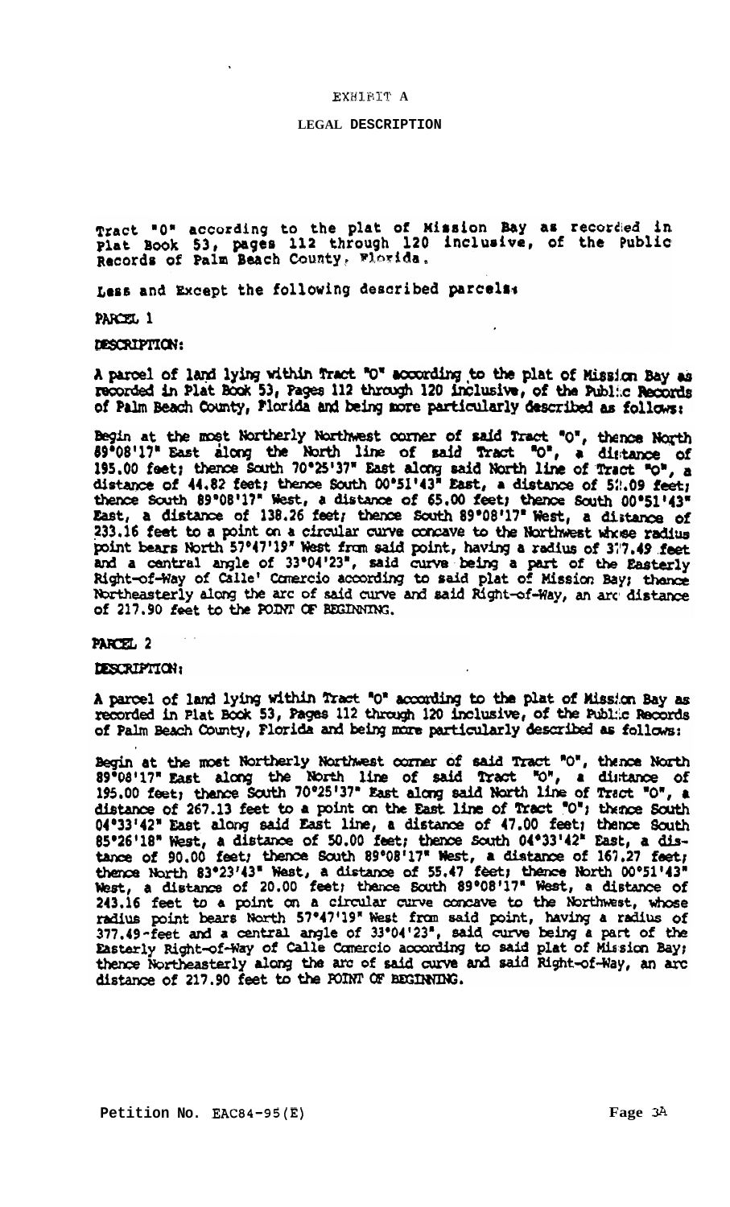EXHIBIT A

LEGAL DESCRIPTION

Tract "O" according to the plat of Mission Bay as recorded in Plat Book 53, pages 112 through 120 inclusive, of the Public Records of Palm Beach County, Florida.

Less and Except the following described parcels:

PARCEL 1

DESCRIPTION:

A parcel of land lying within Tract "O" according to the plat of Mission Bay as recorded in Plat Book 53, Pages 112 through 120 inclusive, of the Public Records of Palm Beach County, Florida and being more particularly described as follows:

Begin at the most Northerly Northwest corner of said Tract "O", thence North 89°08'17" East along the North line of said Tract "O", a distance of 195.00 feet; thence South 70°25'37" East along said North line of Tract "O", a distance of 44.82 feet; thence South 00°51'43" East, a distance of 51.09 feet; thence South 89°08'17" West, a distance of 65.00 feet; thence South 00°51'43" East, a distance of 138.26 feet; thence South 89°08'17" West, a distance of 233.16 feet to a point on a circular curve concave to the Northwest whose radius point bears North 57°47'19" West from said point, having a radius of 377.49 feet and a central angle of 33°04'23", said curve being a part of the Easterly Right-of-Way of Calle' Comercio according to said plat of Mission Bay; thence Northeasterly along the arc of said curve and said Right-of-Way, an arc distance of 217.90 feet to the POINT OF BEGINNING.

PARCEL 2

DESCRIPTION:

A parcel of land lying within Tract "O" according to the plat of Mission Bay as recorded in Plat Book 53, Pages 112 through 120 inclusive, of the Public Records of Palm Beach County, Florida and being more particularly described as follows:

Begin at the most Northerly Northwest corner of said Tract "O", thence North 89°08'17" East along the North line of said Tract "O", a distance of 195.00 feet; thence South 70°25'37" East along said North line of Tract "O", a distance of 267.13 feet to a point on the East line of Tract "O"; thence South 04°33'42" East along said East line, a distance of 47.00 feet; thence South 85°26'18" West, a distance of 50.00 feet; thence South 04°33'42" East, a distance of 90.00 feet; thence South 89°08'17" West, a distance of 167.27 feet; thence North 83°23'43" West, a distance of 55.47 feet; thence North 00°51'43" West, a distance of 20.00 feet; thence South 89°08'17" West, a distance of 243.16 feet to a point on a circular curve concave to the Northwest, whose radius point bears North 57°47'19" West from said point, having a radius of 377.49-feet and a central angle of 33°04'23", said curve being a part of the Easterly Right-of-Way of Calle Comercio according to said plat of Mission Bay; thence Northeasterly along the arc of said curve and said Right-of-Way, an arc distance of 217.90 feet to the POINT OF BEGINNING.

Petition No. EAC84-95(E)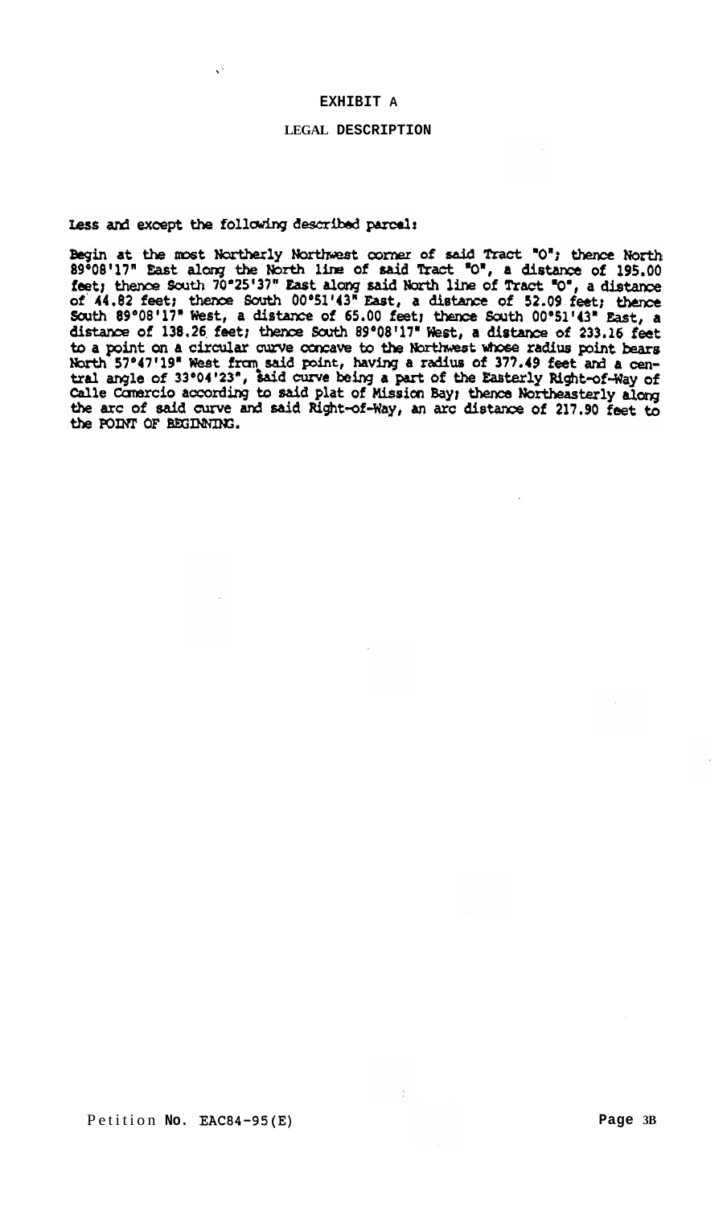# EXHIBIT A

## LEGAL DESCRIPTION

Less and except the following described parcel:

Begin at the most Northerly Northwest corner of said Tract "O"; thence North 89°08'17" East along the North line of said Tract "O", a distance of 195.00 feet; thence South 70°25'37" East along said North line of Tract "O", a distance of 44.82 feet; thence South 00°51'43" East, a distance of 52.09 feet; thence South 89°08'17" West, a distance of 65.00 feet; thence South 00°51'43" East, a distance of 138.26 feet; thence South 89°08'17" West, a distance of 233.16 feet to a point on a circular curve concave to the Northwest whose radius point bears North 57°47'19" West from said point, having a radius of 377.49 feet and a central angle of 33°04'23", said curve being a part of the Easterly Right-of-Way of Calle Comercio according to said plat of Mission Bay; thence Northeasterly along the arc of said curve and said Right-of-Way, an arc distance of 217.90 feet to the POINT OF BEGINNING.

Petition No. EAC84-95(E)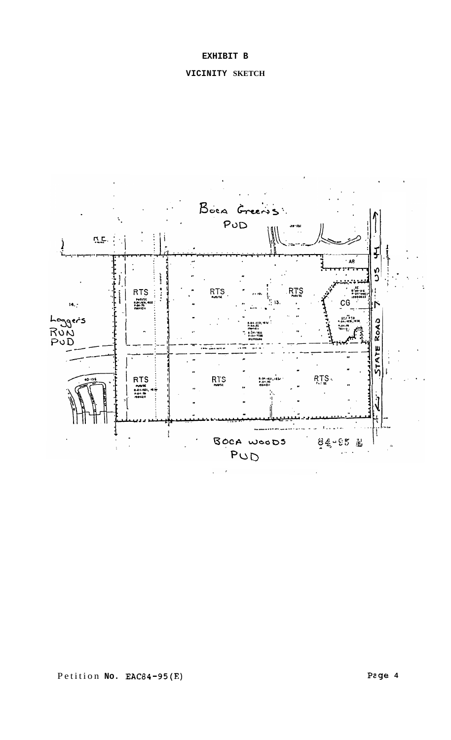# EXHIBIT B

## VICINITY SKETCH

Boca Greens PUD

AR

RTS

RTS

RTS

CG

Loggers RUN PUD

RTS

RTS

RTS

US 441 STATE ROAD 7

BOCA WOODS PUD

84-95 E

Petition No. EAC84-95(E)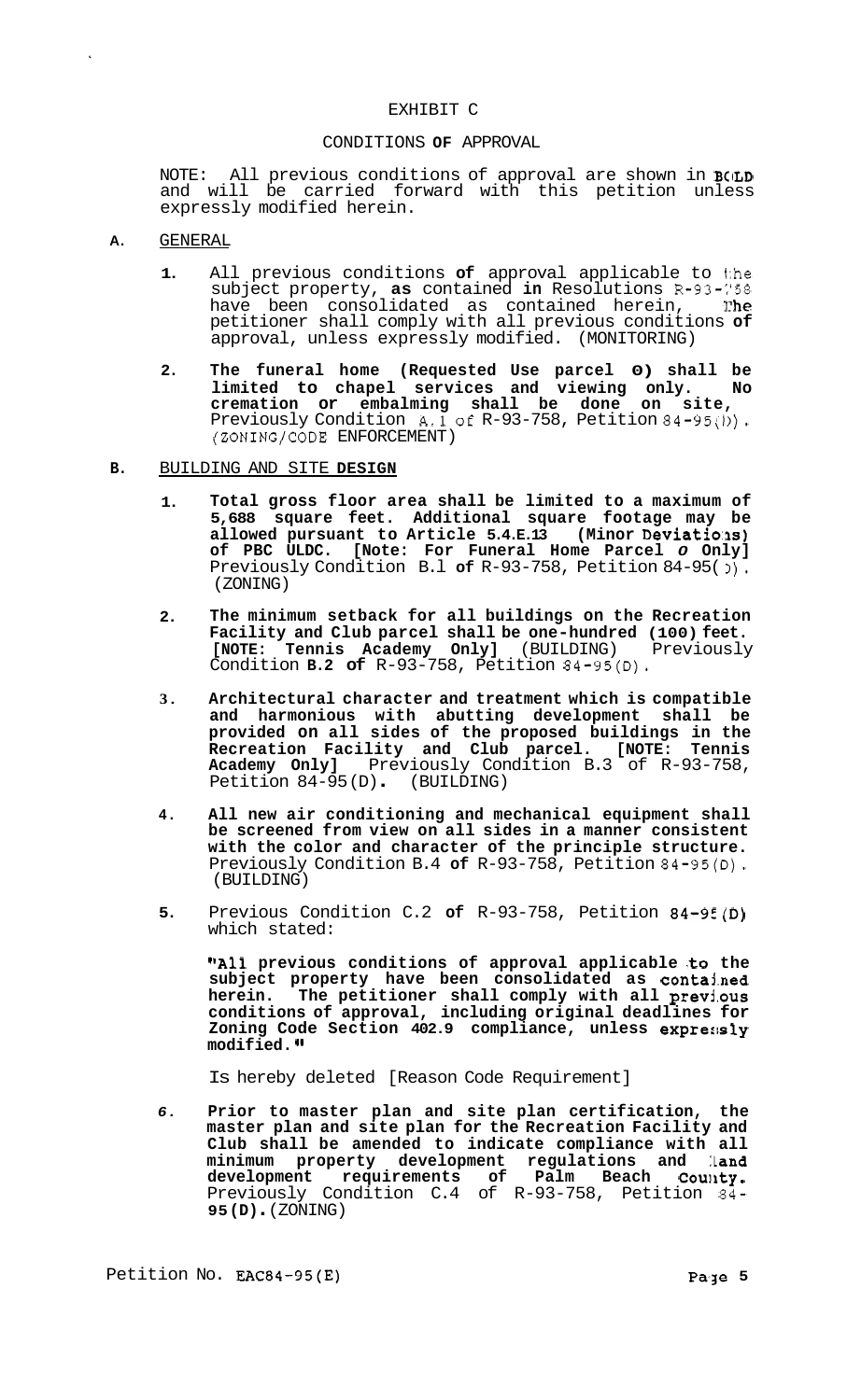# EXHIBIT C

## CONDITIONS OF APPROVAL

NOTE: All previous conditions of approval are shown in **BOLD** and will be carried forward with this petition unless expressly modified herein.

**A.** GENERAL

1. All previous conditions of approval applicable to the subject property, as contained in Resolutions R-93-758 have been consolidated as contained herein, The petitioner shall comply with all previous conditions of approval, unless expressly modified. (MONITORING)

2. **The funeral home (Requested Use parcel O) shall be limited to chapel services and viewing only. No cremation or embalming shall be done on site,** Previously Condition A.1 of R-93-758, Petition 84-95(D). (ZONING/CODE ENFORCEMENT)

**B.** BUILDING AND SITE DESIGN

1. **Total gross floor area shall be limited to a maximum of 5,688 square feet. Additional square footage may be allowed pursuant to Article 5.4.E.13 (Minor Deviations) of PBC ULDC. [Note: For Funeral Home Parcel O Only]** Previously Condition B.1 of R-93-758, Petition 84-95(D). (ZONING)

2. **The minimum setback for all buildings on the Recreation Facility and Club parcel shall be one-hundred (100) feet. [NOTE: Tennis Academy Only]** (BUILDING) Previously Condition B.2 of R-93-758, Petition 84-95(D).

3. **Architectural character and treatment which is compatible and harmonious with abutting development shall be provided on all sides of the proposed buildings in the Recreation Facility and Club parcel. [NOTE: Tennis Academy Only]** Previously Condition B.3 of R-93-758, Petition 84-95(D). (BUILDING)

4. **All new air conditioning and mechanical equipment shall be screened from view on all sides in a manner consistent with the color and character of the principle structure.** Previously Condition B.4 of R-93-758, Petition 84-95(D). (BUILDING)

5. Previous Condition C.2 of R-93-758, Petition 84-95(D) which stated:

   **"All previous conditions of approval applicable to the subject property have been consolidated as contained herein. The petitioner shall comply with all previous conditions of approval, including original deadlines for Zoning Code Section 402.9 compliance, unless expressly modified."**

   Is hereby deleted [Reason Code Requirement]

6. **Prior to master plan and site plan certification, the master plan and site plan for the Recreation Facility and Club shall be amended to indicate compliance with all minimum property development regulations and land development requirements of Palm Beach County.** Previously Condition C.4 of R-93-758, Petition 84-95(D). (ZONING)

Petition No. EAC84-95(E)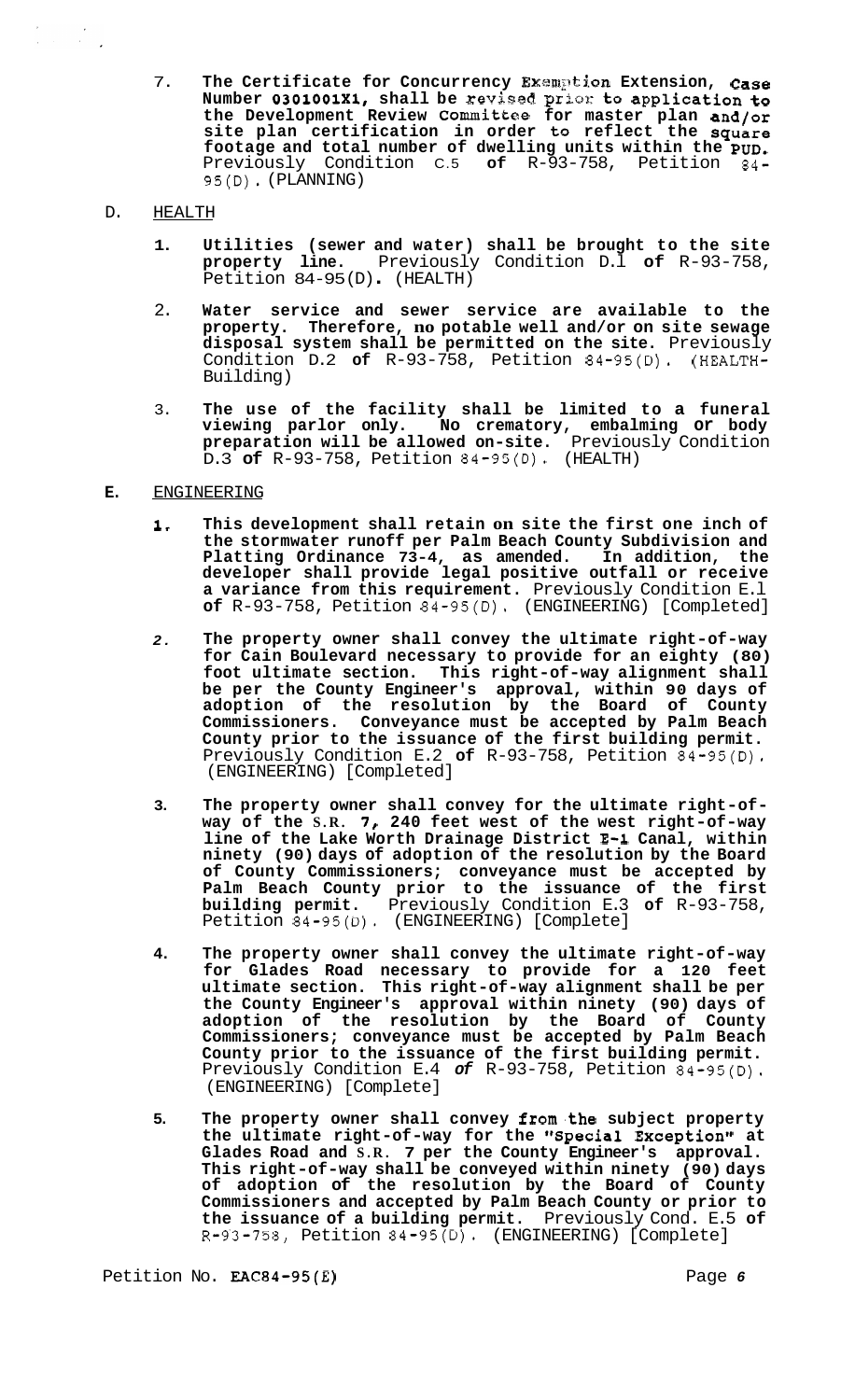7. **The Certificate for Concurrency Exemption Extension, Case Number 0301001X1, shall be revised prior to application to the Development Review Committee for master plan and/or site plan certification in order to reflect the square footage and total number of dwelling units within the PUD.** Previously Condition C.5 **of** R-93-758, Petition 84-95(D). (PLANNING)

D. HEALTH

1. **Utilities (sewer and water) shall be brought to the site property line.** Previously Condition D.1 **of** R-93-758, Petition 84-95(D). (HEALTH)

2. **Water service and sewer service are available to the property. Therefore, no potable well and/or on site sewage disposal system shall be permitted on the site.** Previously Condition D.2 **of** R-93-758, Petition 84-95(D). (HEALTH-Building)

3. **The use of the facility shall be limited to a funeral viewing parlor only. No crematory, embalming or body preparation will be allowed on-site.** Previously Condition D.3 **of** R-93-758, Petition 84-95(D). (HEALTH)

**E.** ENGINEERING

1. **This development shall retain on site the first one inch of the stormwater runoff per Palm Beach County Subdivision and Platting Ordinance 73-4, as amended. In addition, the developer shall provide legal positive outfall or receive a variance from this requirement.** Previously Condition E.1 **of** R-93-758, Petition 84-95(D). (ENGINEERING) [Completed]

2. **The property owner shall convey the ultimate right-of-way for Cain Boulevard necessary to provide for an eighty (80) foot ultimate section. This right-of-way alignment shall be per the County Engineer's approval, within 90 days of adoption of the resolution by the Board of County Commissioners. Conveyance must be accepted by Palm Beach County prior to the issuance of the first building permit.** Previously Condition E.2 **of** R-93-758, Petition 84-95(D). (ENGINEERING) [Completed]

3. **The property owner shall convey for the ultimate right-of-way of the S.R. 7, 240 feet west of the west right-of-way line of the Lake Worth Drainage District E-1 Canal, within ninety (90) days of adoption of the resolution by the Board of County Commissioners; conveyance must be accepted by Palm Beach County prior to the issuance of the first building permit.** Previously Condition E.3 **of** R-93-758, Petition 84-95(D). (ENGINEERING) [Complete]

4. **The property owner shall convey the ultimate right-of-way for Glades Road necessary to provide for a 120 feet ultimate section. This right-of-way alignment shall be per the County Engineer's approval within ninety (90) days of adoption of the resolution by the Board of County Commissioners; conveyance must be accepted by Palm Beach County prior to the issuance of the first building permit.** Previously Condition E.4 *of* R-93-758, Petition 84-95(D). (ENGINEERING) [Complete]

5. **The property owner shall convey from the subject property the ultimate right-of-way for the "Special Exception" at Glades Road and S.R. 7 per the County Engineer's approval. This right-of-way shall be conveyed within ninety (90) days of adoption of the resolution by the Board of County Commissioners and accepted by Palm Beach County or prior to the issuance of a building permit.** Previously Cond. E.5 **of** R-93-758, Petition 84-95(D). (ENGINEERING) [Complete]

Petition No. EAC84-95(E)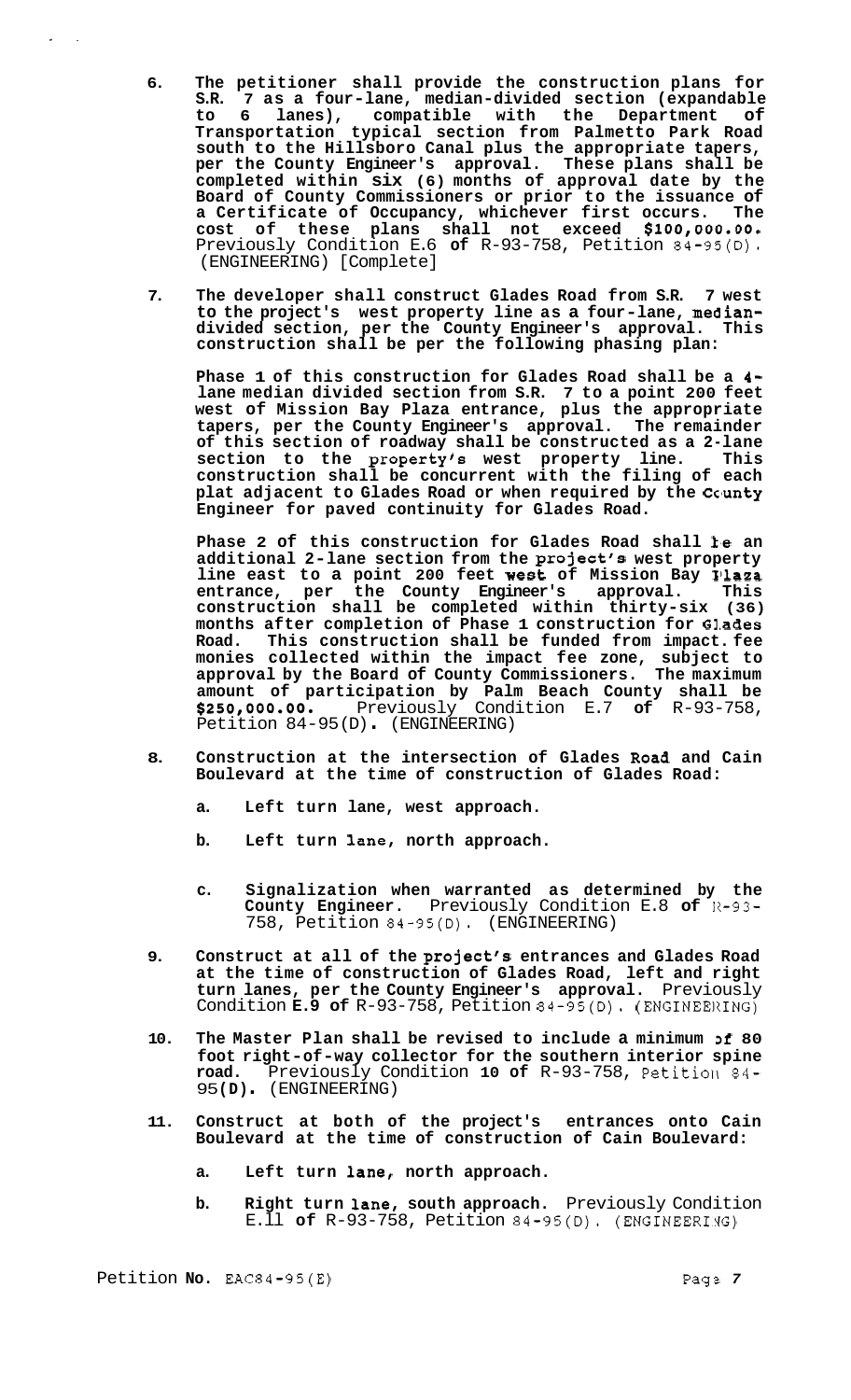6. **The petitioner shall provide the construction plans for S.R. 7 as a four-lane, median-divided section (expandable to 6 lanes), compatible with the Department of Transportation typical section from Palmetto Park Road south to the Hillsboro Canal plus the appropriate tapers, per the County Engineer's approval. These plans shall be completed within six (6) months of approval date by the Board of County Commissioners or prior to the issuance of a Certificate of Occupancy, whichever first occurs. The cost of these plans shall not exceed $100,000.00.** Previously Condition E.6 **of** R-93-758, Petition 84-95(D). (ENGINEERING) [Complete]

7. **The developer shall construct Glades Road from S.R. 7 west to the project's west property line as a four-lane, median-divided section, per the County Engineer's approval. This construction shall be per the following phasing plan:**

   **Phase 1 of this construction for Glades Road shall be a 4-lane median divided section from S.R. 7 to a point 200 feet west of Mission Bay Plaza entrance, plus the appropriate tapers, per the County Engineer's approval. The remainder of this section of roadway shall be constructed as a 2-lane section to the property's west property line. This construction shall be concurrent with the filing of each plat adjacent to Glades Road or when required by the County Engineer for paved continuity for Glades Road.**

   **Phase 2 of this construction for Glades Road shall be an additional 2-lane section from the project's west property line east to a point 200 feet west of Mission Bay Plaza entrance, per the County Engineer's approval. This construction shall be completed within thirty-six (36) months after completion of Phase 1 construction for Glades Road. This construction shall be funded from impact fee monies collected within the impact fee zone, subject to approval by the Board of County Commissioners. The maximum amount of participation by Palm Beach County shall be $250,000.00.** Previously Condition E.7 **of** R-93-758, Petition 84-95(D). (ENGINEERING)

8. **Construction at the intersection of Glades Road and Cain Boulevard at the time of construction of Glades Road:**

   a. **Left turn lane, west approach.**

   b. **Left turn lane, north approach.**

   c. **Signalization when warranted as determined by the County Engineer.** Previously Condition E.8 **of** R-93-758, Petition 84-95(D). (ENGINEERING)

9. **Construct at all of the project's entrances and Glades Road at the time of construction of Glades Road, left and right turn lanes, per the County Engineer's approval.** Previously Condition **E.9 of** R-93-758, Petition 84-95(D). (ENGINEERING)

10. **The Master Plan shall be revised to include a minimum of 80 foot right-of-way collector for the southern interior spine road.** Previously Condition **10 of** R-93-758, Petition 84-95**(D).** (ENGINEERING)

11. **Construct at both of the project's entrances onto Cain Boulevard at the time of construction of Cain Boulevard:**

    a. **Left turn lane, north approach.**

    b. **Right turn lane, south approach.** Previously Condition E.11 **of** R-93-758, Petition 84-95(D). (ENGINEERING)

Petition **No.** EAC84-95(E)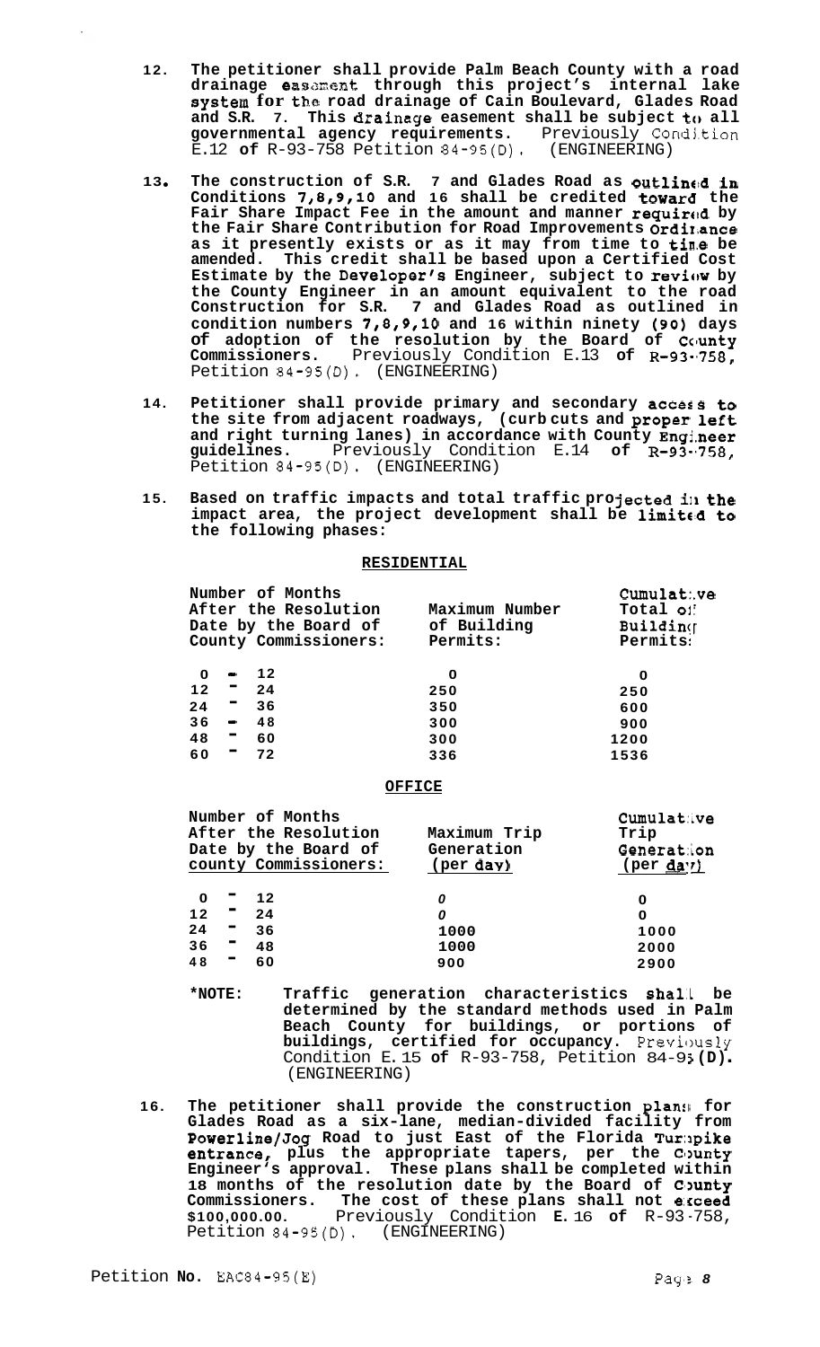12. **The petitioner shall provide Palm Beach County with a road drainage easement through this project's internal lake system for the road drainage of Cain Boulevard, Glades Road and S.R. 7. This drainage easement shall be subject to all governmental agency requirements.** Previously Condition E.12 **of** R-93-758 Petition 84-95(D). (ENGINEERING)

13. **The construction of S.R. 7 and Glades Road as outlined in Conditions 7,8,9,10 and 16 shall be credited toward the Fair Share Impact Fee in the amount and manner required by the Fair Share Contribution for Road Improvements Ordinance as it presently exists or as it may from time to time be amended. This credit shall be based upon a Certified Cost Estimate by the Developer's Engineer, subject to review by the County Engineer in an amount equivalent to the road Construction for S.R. 7 and Glades Road as outlined in condition numbers 7,8,9,10 and 16 within ninety (90) days of adoption of the resolution by the Board of County Commissioners.** Previously Condition E.13 **of** R-93-758, Petition 84-95(D). (ENGINEERING)

14. **Petitioner shall provide primary and secondary access to the site from adjacent roadways, (curb cuts and proper left and right turning lanes) in accordance with County Engineer guidelines.** Previously Condition E.14 **of** R-93-758, Petition 84-95(D). (ENGINEERING)

15. **Based on traffic impacts and total traffic projected in the impact area, the project development shall be limited to the following phases:**

**RESIDENTIAL**

| Number of Months After the Resolution Date by the Board of County Commissioners: | Maximum Number of Building Permits: | Cumulative Total of Building Permits: |
|---|---|---|
| 0 - 12 | 0 | 0 |
| 12 - 24 | 250 | 250 |
| 24 - 36 | 350 | 600 |
| 36 - 48 | 300 | 900 |
| 48 - 60 | 300 | 1200 |
| 60 - 72 | 336 | 1536 |

**OFFICE**

| Number of Months After the Resolution Date by the Board of County Commissioners: | Maximum Trip Generation (per day) | Cumulative Trip Generation (per day) |
|---|---|---|
| 0 - 12 | 0 | 0 |
| 12 - 24 | 0 | 0 |
| 24 - 36 | 1000 | 1000 |
| 36 - 48 | 1000 | 2000 |
| 48 - 60 | 900 | 2900 |

**\*NOTE: Traffic generation characteristics shall be determined by the standard methods used in Palm Beach County for buildings, or portions of buildings, certified for occupancy.** Previously Condition E.15 **of** R-93-758, Petition 84-95**(D).** (ENGINEERING)

16. **The petitioner shall provide the construction plans for Glades Road as a six-lane, median-divided facility from Powerline/Jog Road to just East of the Florida Turnpike entrance, plus the appropriate tapers, per the County Engineer's approval. These plans shall be completed within 18 months of the resolution date by the Board of County Commissioners. The cost of these plans shall not exceed $100,000.00.** Previously Condition **E.** 16 **of** R-93-758, Petition 84-95(D). (ENGINEERING)

Petition **No.** EAC84-95(E)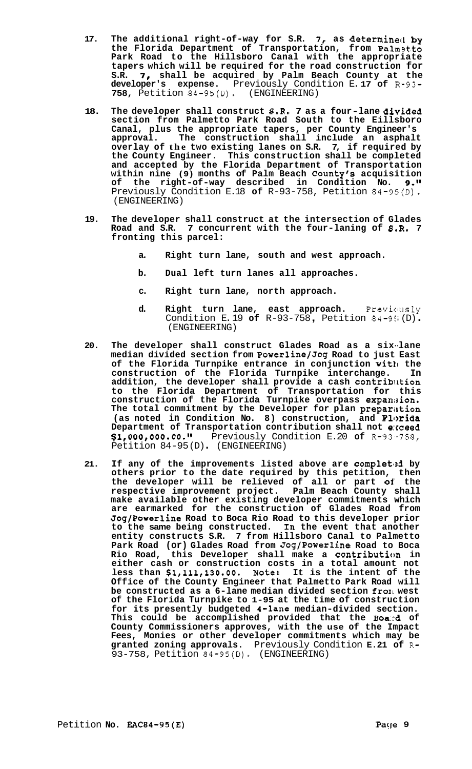17. **The additional right-of-way for S.R. 7, as determined by the Florida Department of Transportation, from Palmetto Park Road to the Hillsboro Canal with the appropriate tapers which will be required for the road construction for S.R. 7, shall be acquired by Palm Beach County at the developer's expense.** Previously Condition E.17 of R-93-758, Petition 84-95(D). (ENGINEERING)

18. **The developer shall construct S.R. 7 as a four-lane divided section from Palmetto Park Road South to the Eillsboro Canal, plus the appropriate tapers, per County Engineer's approval. The construction shall include an asphalt overlay of the two existing lanes on S.R. 7, if required by the County Engineer. This construction shall be completed and accepted by the Florida Department of Transportation within nine (9) months of Palm Beach County's acquisition of the right-of-way described in Condition No. 9."** Previously Condition E.18 of R-93-758, Petition 84-95(D). (ENGINEERING)

19. **The developer shall construct at the intersection of Glades Road and S.R. 7 concurrent with the four-laning of S.R. 7 fronting this parcel:**

    a. **Right turn lane, south and west approach.**

    b. **Dual left turn lanes all approaches.**

    c. **Right turn lane, north approach.**

    d. **Right turn lane, east approach.** Previously Condition E.19 of R-93-758, Petition 84-95(D). (ENGINEERING)

20. **The developer shall construct Glades Road as a six-lane median divided section from Powerline/Jog Road to just East of the Florida Turnpike entrance in conjunction with the construction of the Florida Turnpike interchange. In addition, the developer shall provide a cash contribution to the Florida Department of Transportation for this construction of the Florida Turnpike overpass expansion. The total commitment by the Developer for plan preparation (as noted in Condition No. 8) construction, and Florida Department of Transportation contribution shall not exceed $1,000,000.00."** Previously Condition E.20 of R-93-758, Petition 84-95(D). (ENGINEERING)

21. **If any of the improvements listed above are completed by others prior to the date required by this petition, then the developer will be relieved of all or part of the respective improvement project. Palm Beach County shall make available other existing developer commitments which are earmarked for the construction of Glades Road from Jog/Powerline Road to Boca Rio Road to this developer prior to the same being constructed. In the event that another entity constructs S.R. 7 from Hillsboro Canal to Palmetto Park Road (or) Glades Road from Jog/Powerline Road to Boca Rio Road, this Developer shall make a contribution in either cash or construction costs in a total amount not less than $1,111,130.00. Note: It is the intent of the Office of the County Engineer that Palmetto Park Road will be constructed as a 6-lane median divided section from west of the Florida Turnpike to 1-95 at the time of construction for its presently budgeted 4-lane median-divided section. This could be accomplished provided that the Board of County Commissioners approves, with the use of the Impact Fees, Monies or other developer commitments which may be granted zoning approvals.** Previously Condition E.21 of R-93-758, Petition 84-95(D). (ENGINEERING)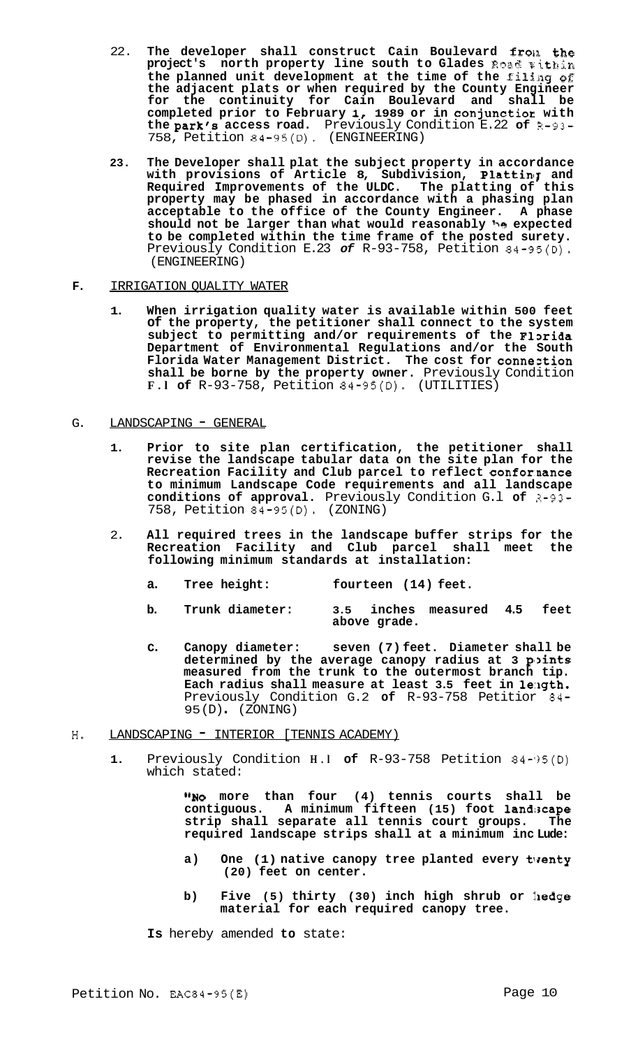22. **The developer shall construct Cain Boulevard from the project's north property line south to Glades Road within the planned unit development at the time of the filing of the adjacent plats or when required by the County Engineer for the continuity for Cain Boulevard and shall be completed prior to February 1, 1989 or in conjunction with the park's access road.** Previously Condition E.22 **of** R-93-758, Petition 84-95(D). (ENGINEERING)

23. **The Developer shall plat the subject property in accordance with provisions of Article 8, Subdivision, Platting and Required Improvements of the ULDC. The platting of this property may be phased in accordance with a phasing plan acceptable to the office of the County Engineer. A phase should not be larger than what would reasonably be expected to be completed within the time frame of the posted surety.** Previously Condition E.23 *of* R-93-758, Petition 84-95(D). (ENGINEERING)

**F.** IRRIGATION QUALITY WATER

1. **When irrigation quality water is available within 500 feet of the property, the petitioner shall connect to the system subject to permitting and/or requirements of the Florida Department of Environmental Regulations and/or the South Florida Water Management District. The cost for connection shall be borne by the property owner.** Previously Condition **F.l of** R-93-758, Petition 84-95(D). (UTILITIES)

G. LANDSCAPING - GENERAL

1. **Prior to site plan certification, the petitioner shall revise the landscape tabular data on the site plan for the Recreation Facility and Club parcel to reflect conformance to minimum Landscape Code requirements and all landscape conditions of approval.** Previously Condition G.l **of** R-93-758, Petition 84-95(D). (ZONING)

2. **All required trees in the landscape buffer strips for the Recreation Facility and Club parcel shall meet the following minimum standards at installation:**

   a. **Tree height: fourteen (14) feet.**

   b. **Trunk diameter: 3.5 inches measured 4.5 feet above grade.**

   c. **Canopy diameter: seven (7) feet. Diameter shall be determined by the average canopy radius at 3 points measured from the trunk to the outermost branch tip. Each radius shall measure at least 3.5 feet in length.** Previously Condition G.2 **of** R-93-758 Petition 84-95(D). (ZONING)

H. LANDSCAPING - INTERIOR [TENNIS ACADEMY)

1. Previously Condition H.l **of** R-93-758 Petition 84-95(D) which stated:

   > **"No more than four (4) tennis courts shall be contiguous. A minimum fifteen (15) foot landscape strip shall separate all tennis court groups. The required landscape strips shall at a minimum include:**
   >
   > a) **One (1) native canopy tree planted every twenty (20) feet on center.**
   >
   > b) **Five (5) thirty (30) inch high shrub or hedge material for each required canopy tree.**

   **Is** hereby amended **to** state:

Petition No. EAC84-95(E)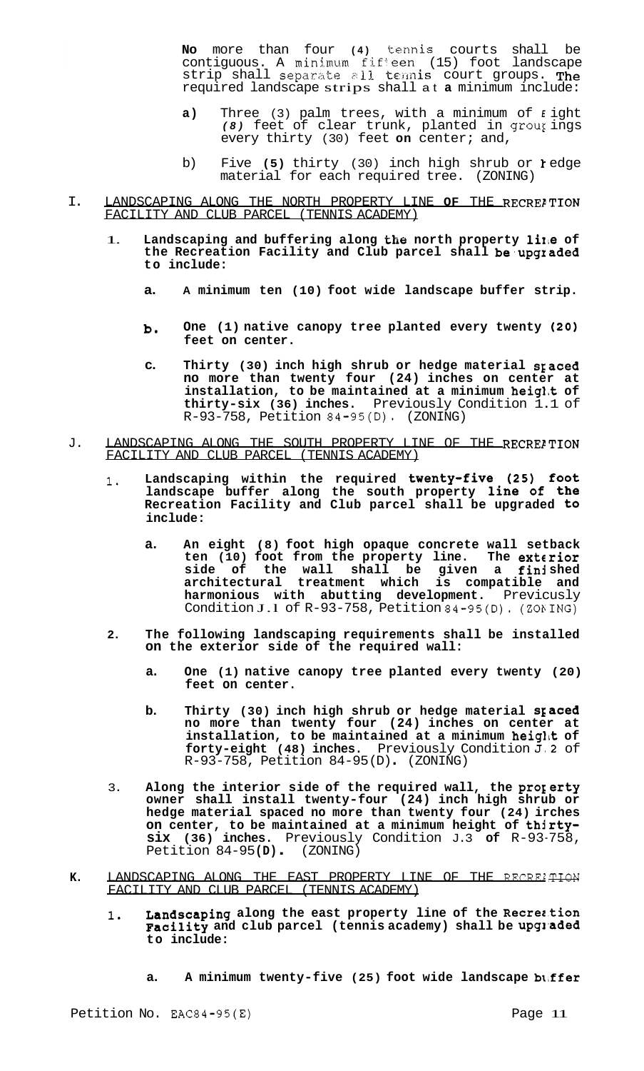No more than four (4) tennis courts shall be contiguous. A minimum fifteen (15) foot landscape strip shall separate all tennis court groups. The required landscape strips shall at a minimum include:

a) Three (3) palm trees, with a minimum of eight (8) feet of clear trunk, planted in groupings every thirty (30) feet on center; and,

b) Five (5) thirty (30) inch high shrub or hedge material for each required tree. (ZONING)

I. LANDSCAPING ALONG THE NORTH PROPERTY LINE OF THE RECREATION FACILITY AND CLUB PARCEL (TENNIS ACADEMY)

1. **Landscaping and buffering along the north property line of the Recreation Facility and Club parcel shall be upgraded to include:**

   a. **A minimum ten (10) foot wide landscape buffer strip.**

   b. **One (1) native canopy tree planted every twenty (20) feet on center.**

   c. **Thirty (30) inch high shrub or hedge material spaced no more than twenty four (24) inches on center at installation, to be maintained at a minimum height of thirty-six (36) inches.** Previously Condition 1.1 of R-93-758, Petition 84-95(D). (ZONING)

J. LANDSCAPING ALONG THE SOUTH PROPERTY LINE OF THE RECREATION FACILITY AND CLUB PARCEL (TENNIS ACADEMY)

1. **Landscaping within the required twenty-five (25) foot landscape buffer along the south property line of the Recreation Facility and Club parcel shall be upgraded to include:**

   a. **An eight (8) foot high opaque concrete wall setback ten (10) foot from the property line. The exterior side of the wall shall be given a finished architectural treatment which is compatible and harmonious with abutting development.** Previcusly Condition J.1 of R-93-758, Petition 84-95(D). (ZONING)

2. **The following landscaping requirements shall be installed on the exterior side of the required wall:**

   a. **One (1) native canopy tree planted every twenty (20) feet on center.**

   b. **Thirty (30) inch high shrub or hedge material spaced no more than twenty four (24) inches on center at installation, to be maintained at a minimum height of forty-eight (48) inches.** Previously Condition J.2 of R-93-758, Petition 84-95(D). (ZONING)

3. **Along the interior side of the required wall, the property owner shall install twenty-four (24) inch high shrub or hedge material spaced no more than twenty four (24) inches on center, to be maintained at a minimum height of thirty-six (36) inches.** Previously Condition J.3 of R-93-758, Petition 84-95(D). (ZONING)

K. LANDSCAPING ALONG THE EAST PROPERTY LINE OF THE RECREATION FACILITY AND CLUB PARCEL (TENNIS ACADEMY)

1. **Landscaping along the east property line of the Recreation Facility and club parcel (tennis academy) shall be upgraded to include:**

   a. **A minimum twenty-five (25) foot wide landscape buffer**

Petition No. EAC84-95(E)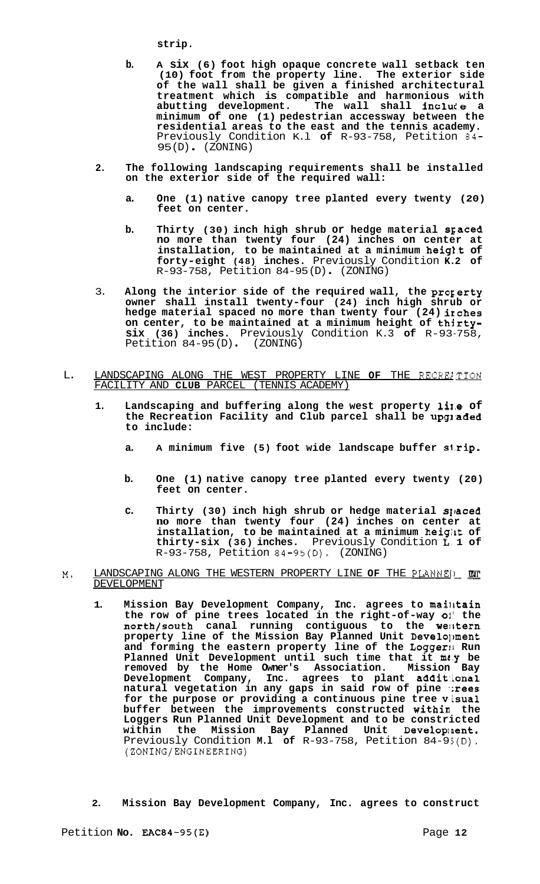strip.

b. **A six (6) foot high opaque concrete wall setback ten (10) foot from the property line. The exterior side of the wall shall be given a finished architectural treatment which is compatible and harmonious with abutting development. The wall shall include a minimum of one (1) pedestrian accessway between the residential areas to the east and the tennis academy.** Previously Condition K.1 of R-93-758, Petition 84-95(D). (ZONING)

2. **The following landscaping requirements shall be installed on the exterior side of the required wall:**

   a. **One (1) native canopy tree planted every twenty (20) feet on center.**

   b. **Thirty (30) inch high shrub or hedge material spaced no more than twenty four (24) inches on center at installation, to be maintained at a minimum height of forty-eight (48) inches.** Previously Condition K.2 of R-93-758, Petition 84-95(D). (ZONING)

3. **Along the interior side of the required wall, the property owner shall install twenty-four (24) inch high shrub or hedge material spaced no more than twenty four (24) inches on center, to be maintained at a minimum height of thirty-six (36) inches.** Previously Condition K.3 of R-93-758, Petition 84-95(D). (ZONING)

L. <u>LANDSCAPING ALONG THE WEST PROPERTY LINE OF THE RECREATION FACILITY AND CLUB PARCEL (TENNIS ACADEMY)</u>

1. **Landscaping and buffering along the west property line of the Recreation Facility and Club parcel shall be upgraded to include:**

   a. **A minimum five (5) foot wide landscape buffer strip.**

   b. **One (1) native canopy tree planted every twenty (20) feet on center.**

   c. **Thirty (30) inch high shrub or hedge material spaced no more than twenty four (24) inches on center at installation, to be maintained at a minimum height of thirty-six (36) inches.** Previously Condition L.1 of R-93-758, Petition 84-95(D). (ZONING)

M. <u>LANDSCAPING ALONG THE WESTERN PROPERTY LINE OF THE PLANNED UNIT DEVELOPMENT</u>

1. **Mission Bay Development Company, Inc. agrees to maintain the row of pine trees located in the right-of-way of the north/south canal running contiguous to the western property line of the Mission Bay Planned Unit Development and forming the eastern property line of the Loggers Run Planned Unit Development until such time that it may be removed by the Home Owner's Association. Mission Bay Development Company, Inc. agrees to plant additional natural vegetation in any gaps in said row of pine trees for the purpose or providing a continuous pine tree visual buffer between the improvements constructed within the Loggers Run Planned Unit Development and to be constricted within the Mission Bay Planned Unit Development.** Previously Condition M.1 of R-93-758, Petition 84-95(D). (ZONING/ENGINEERING)

2. **Mission Bay Development Company, Inc. agrees to construct**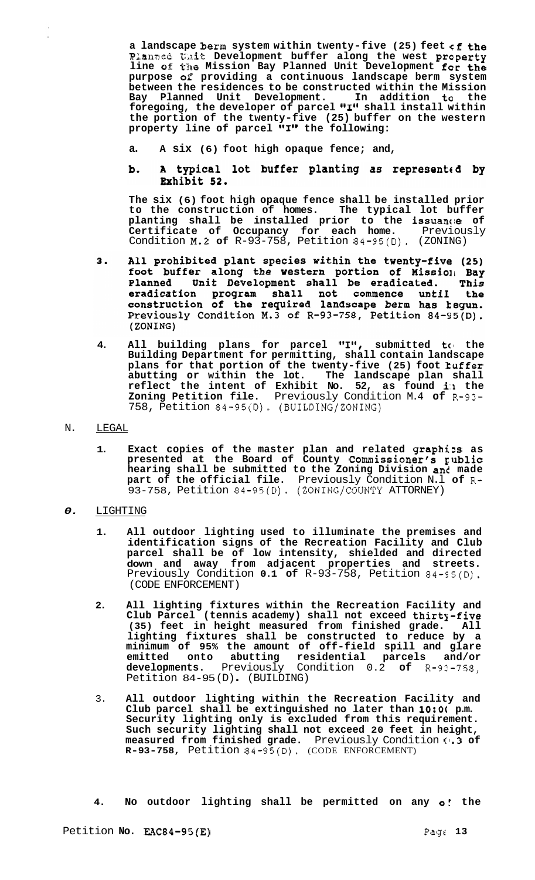a landscape berm system within twenty-five (25) feet of the Planned Unit Development buffer along the west property line of the Mission Bay Planned Unit Development for the purpose of providing a continuous landscape berm system between the residences to be constructed within the Mission Bay Planned Unit Development. In addition to the foregoing, the developer of parcel "I" shall install within the portion of the twenty-five (25) buffer on the western property line of parcel "I" the following:

a. A six (6) foot high opaque fence; and,

b. A typical lot buffer planting as represented by Exhibit 52.

The six (6) foot high opaque fence shall be installed prior to the construction of homes. The typical lot buffer planting shall be installed prior to the issuance of Certificate of Occupancy for each home. Previously Condition M.2 of R-93-758, Petition 84-95(D). (ZONING)

3. All prohibited plant species within the twenty-five (25) foot buffer along the western portion of Mission Bay Planned Unit Development shall be eradicated. This eradication program shall not commence until the construction of the required landscape berm has begun. Previously Condition M.3 of R-93-758, Petition 84-95(D). (ZONING)

4. All building plans for parcel "I", submitted to the Building Department for permitting, shall contain landscape plans for that portion of the twenty-five (25) foot buffer abutting or within the lot. The landscape plan shall reflect the intent of Exhibit No. 52, as found in the Zoning Petition file. Previously Condition M.4 of R-93-758, Petition 84-95(D). (BUILDING/ZONING)

N. LEGAL

1. Exact copies of the master plan and related graphics as presented at the Board of County Commissioner's public hearing shall be submitted to the Zoning Division and made part of the official file. Previously Condition N.1 of R-93-758, Petition 84-95(D). (ZONING/COUNTY ATTORNEY)

O. LIGHTING

1. All outdoor lighting used to illuminate the premises and identification signs of the Recreation Facility and Club parcel shall be of low intensity, shielded and directed down and away from adjacent properties and streets. Previously Condition 0.1 of R-93-758, Petition 84-95(D). (CODE ENFORCEMENT)

2. All lighting fixtures within the Recreation Facility and Club Parcel (tennis academy) shall not exceed thirty-five (35) feet in height measured from finished grade. All lighting fixtures shall be constructed to reduce by a minimum of 95% the amount of off-field spill and glare emitted onto abutting residential parcels and/or developments. Previously Condition 0.2 of R-93-758, Petition 84-95(D). (BUILDING)

3. All outdoor lighting within the Recreation Facility and Club parcel shall be extinguished no later than 10:00 p.m. Security lighting only is excluded from this requirement. Such security lighting shall not exceed 20 feet in height, measured from finished grade. Previously Condition 0.3 of R-93-758, Petition 84-95(D). (CODE ENFORCEMENT)

4. No outdoor lighting shall be permitted on any of the

Petition No. EAC84-95(E)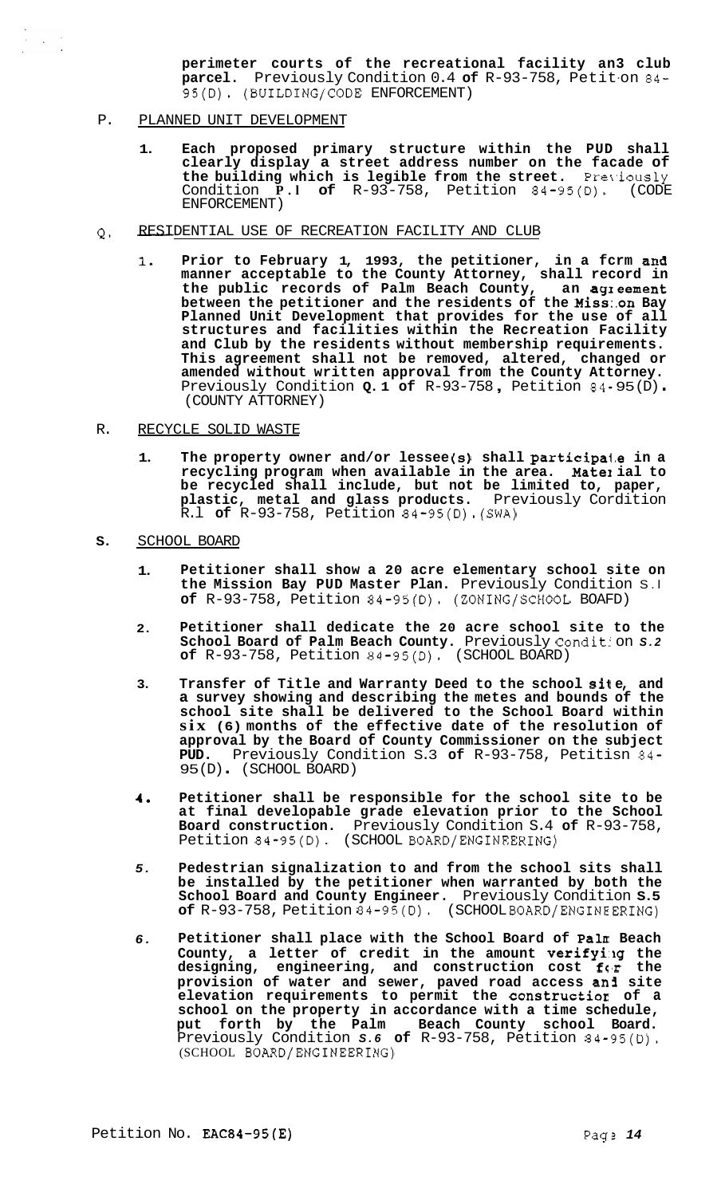**perimeter courts of the recreational facility an3 club parcel.** Previously Condition 0.4 **of** R-93-758, Petit on 84-95(D). (BUILDING/CODE ENFORCEMENT)

P. PLANNED UNIT DEVELOPMENT

1. **Each proposed primary structure within the PUD shall clearly display a street address number on the facade of the building which is legible from the street.** Previously Condition **P.1 of** R-93-758, Petition 84-95(D). (CODE ENFORCEMENT)

Q. RESIDENTIAL USE OF RECREATION FACILITY AND CLUB

1. **Prior to February 1, 1993, the petitioner, in a fcrm and manner acceptable to the County Attorney, shall record in the public records of Palm Beach County, an agreement between the petitioner and the residents of the Mission Bay Planned Unit Development that provides for the use of all structures and facilities within the Recreation Facility and Club by the residents without membership requirements. This agreement shall not be removed, altered, changed or amended without written approval from the County Attorney.** Previously Condition **Q.1 of** R-93-758, Petition 84-95(D). (COUNTY ATTORNEY)

R. RECYCLE SOLID WASTE

1. **The property owner and/or lessee(s) shall participate in a recycling program when available in the area. Material to be recycled shall include, but not be limited to, paper, plastic, metal and glass products.** Previously Condition R.1 **of** R-93-758, Petition 84-95(D). (SWA)

S. SCHOOL BOARD

1. **Petitioner shall show a 20 acre elementary school site on the Mission Bay PUD Master Plan.** Previously Condition S.1 **of** R-93-758, Petition 84-95(D). (ZONING/SCHOOL BOARD)

2. **Petitioner shall dedicate the 20 acre school site to the School Board of Palm Beach County.** Previously Condition *S.2* **of** R-93-758, Petition 84-95(D). (SCHOOL BOARD)

3. **Transfer of Title and Warranty Deed to the school site, and a survey showing and describing the metes and bounds of the school site shall be delivered to the School Board within six (6) months of the effective date of the resolution of approval by the Board of County Commissioner on the subject PUD.** Previously Condition S.3 **of** R-93-758, Petitisn 84-95(D). (SCHOOL BOARD)

4. **Petitioner shall be responsible for the school site to be at final developable grade elevation prior to the School Board construction.** Previously Condition S.4 **of** R-93-758, Petition 84-95(D). (SCHOOL BOARD/ENGINEERING)

5. **Pedestrian signalization to and from the school sits shall be installed by the petitioner when warranted by both the School Board and County Engineer.** Previously Condition **S.5 of** R-93-758, Petition 84-95(D). (SCHOOL BOARD/ENGINEERING)

6. **Petitioner shall place with the School Board of Palm Beach County, a letter of credit in the amount verifying the designing, engineering, and construction cost for the provision of water and sewer, paved road access and site elevation requirements to permit the construction of a school on the property in accordance with a time schedule, put forth by the Palm Beach County school Board.** Previously Condition *S.6* **of** R-93-758, Petition 84-95(D). (SCHOOL BOARD/ENGINEERING)

Petition No. EAC84-95(E)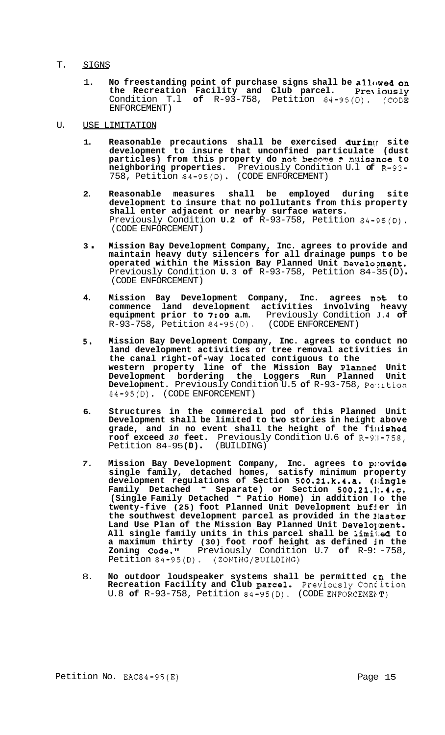T. SIGNS

1. **No freestanding point of purchase signs shall be allowed on the Recreation Facility and Club parcel.** Previously Condition T.1 **of** R-93-758, Petition 84-95(D). (CODE ENFORCEMENT)

U. USE LIMITATION

1. **Reasonable precautions shall be exercised during site development to insure that unconfined particulate (dust particles) from this property do not become a nuisance to neighboring properties.** Previously Condition U.1 **of** R-93-758, Petition 84-95(D). (CODE ENFORCEMENT)

2. **Reasonable measures shall be employed during site development to insure that no pollutants from this property shall enter adjacent or nearby surface waters.** Previously Condition **U.2 of** R-93-758, Petition 84-95(D). (CODE ENFORCEMENT)

3. **Mission Bay Development Company, Inc. agrees to provide and maintain heavy duty silencers for all drainage pumps to be operated within the Mission Bay Planned Unit Development.** Previously Condition **U.** 3 **of** R-93-758, Petition 84-35(D). (CODE ENFORCEMENT)

4. **Mission Bay Development Company, Inc. agrees not to commence land development activities involving heavy equipment prior to 7:00 a.m.** Previously Condition J.4 **of** R-93-758, Petition 84-95(D). (CODE ENFORCEMENT)

5. **Mission Bay Development Company, Inc. agrees to conduct no land development activities or tree removal activities in the canal right-of-way located contiguous to the western property line of the Mission Bay Planned Unit Development bordering the Loggers Run Planned Unit Development.** Previously Condition U.5 **of** R-93-758, Petition 84-95(D). (CODE ENFORCEMENT)

6. **Structures in the commercial pod of this Planned Unit Development shall be limited to two stories in height above grade, and in no event shall the height of the finished roof exceed** *30* **feet.** Previously Condition U.6 **of** R-93-758, Petition 84-95**(D).** (BUILDING)

7. **Mission Bay Development Company, Inc. agrees to provide single family, detached homes, satisfy minimum property development regulations of Section 500.21.k.4.a. (Single Family Detached - Separate) or Section 500.21.k.4.c. (Single Family Detached - Patio Home) in addition to the twenty-five (25) foot Planned Unit Development buffer in the southwest development parcel as provided in the Master Land Use Plan of the Mission Bay Planned Unit Development. All single family units in this parcel shall be limited to a maximum thirty (30) foot roof height as defined in the Zoning Code."** Previously Condition U.7 **of** R-93-758, Petition 84-95(D). (ZONING/BUILDING)

8. **No outdoor loudspeaker systems shall be permitted on the Recreation Facility and Club parcel.** Previously Condition U.8 **of** R-93-758, Petition 84-95(D). (CODE ENFORCEMENT)

Petition No. EAC84-95(E)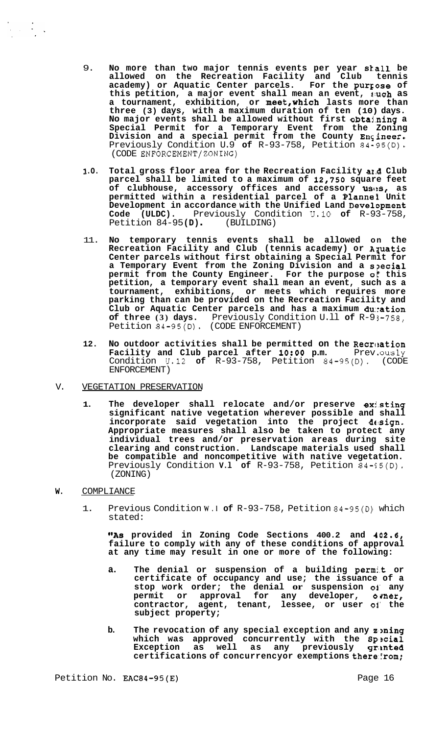9. **No more than two major tennis events per year shall be allowed on the Recreation Facility and Club tennis academy) or Aquatic Center parcels. For the purpose of this petition, a major event shall mean an event, such as a tournament, exhibition, or meet, which lasts more than three (3) days, with a maximum duration of ten (10) days. No major events shall be allowed without first obtaining a Special Permit for a Temporary Event from the Zoning Division and a special permit from the County Engineer.** Previously Condition U.9 **of** R-93-758, Petition 84-95(D). (CODE ENFORCEMENT/ZONING)

10. **Total gross floor area for the Recreation Facility and Club parcel shall be limited to a maximum of 12,750 square feet of clubhouse, accessory offices and accessory uses, as permitted within a residential parcel of a Planned Unit Development in accordance with the Unified Land Development Code (ULDC).** Previously Condition U.10 **of** R-93-758, Petition 84-95**(D).** (BUILDING)

11. **No temporary tennis events shall be allowed on the Recreation Facility and Club (tennis academy) or Aquatic Center parcels without first obtaining a Special Permit for a Temporary Event from the Zoning Division and a special permit from the County Engineer. For the purpose of this petition, a temporary event shall mean an event, such as a tournament, exhibitions, or meets which requires more parking than can be provided on the Recreation Facility and Club or Aquatic Center parcels and has a maximum duration of three (3) days.** Previously Condition U.11 **of** R-93-758, Petition 84-95(D). (CODE ENFORCEMENT)

12. **No outdoor activities shall be permitted on the Recreation Facility and Club parcel after 10:00 p.m.** Previously Condition U.12 **of** R-93-758, Petition 84-95(D). (CODE ENFORCEMENT)

V. VEGETATION PRESERVATION

1. **The developer shall relocate and/or preserve existing significant native vegetation wherever possible and shall incorporate said vegetation into the project design. Appropriate measures shall also be taken to protect any individual trees and/or preservation areas during site clearing and construction. Landscape materials used shall be compatible and noncompetitive with native vegetation.** Previously Condition **V.1 of** R-93-758, Petition 84-95(D). (ZONING)

W. COMPLIANCE

1. Previous Condition W.1 **of** R-93-758, Petition 84-95(D) which stated:

   **"As provided in Zoning Code Sections 400.2 and 402.6, failure to comply with any of these conditions of approval at any time may result in one or more of the following:**

   a. **The denial or suspension of a building permit or certificate of occupancy and use; the issuance of a stop work order; the denial or suspension of any permit or approval for any developer, owner, contractor, agent, tenant, lessee, or user of the subject property;**

   b. **The revocation of any special exception and any zoning which was approved concurrently with the Special Exception as well as any previously granted certifications of concurrency or exemptions therefrom;**

Petition No. EAC84-95(E)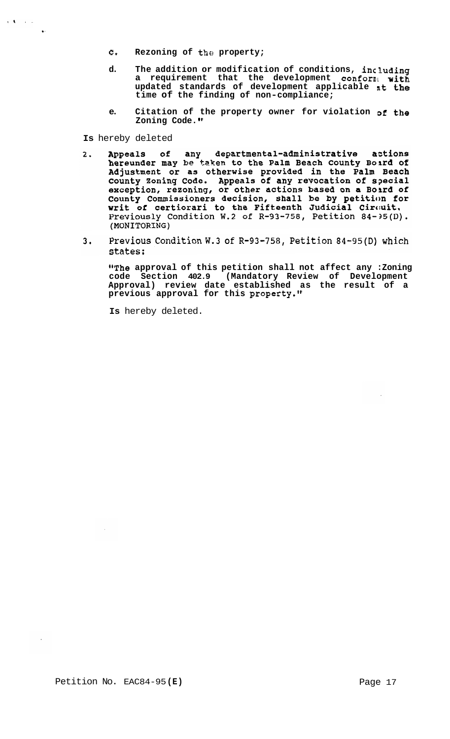c. **Rezoning of the property;**

d. **The addition or modification of conditions, including a requirement that the development conform with updated standards of development applicable at the time of the finding of non-compliance;**

e. **Citation of the property owner for violation of the Zoning Code."**

**Is** hereby deleted

2. **Appeals of any departmental-administrative actions hereunder may be taken to the Palm Beach County Board of Adjustment or as otherwise provided in the Palm Beach County Zoning Code. Appeals of any revocation of special exception, rezoning, or other actions based on a Board of County Commissioners decision, shall be by petition for writ of certiorari to the Fifteenth Judicial Circuit.** Previously Condition W.2 of R-93-758, Petition 84-95(D). (MONITORING)

3. Previous Condition W.3 of R-93-758, Petition 84-95(D) which states:

   **"The approval of this petition shall not affect any Zoning code Section 402.9 (Mandatory Review of Development Approval) review date established as the result of a previous approval for this property."**

   **Is** hereby deleted.

Petition No. EAC84-95**(E)**